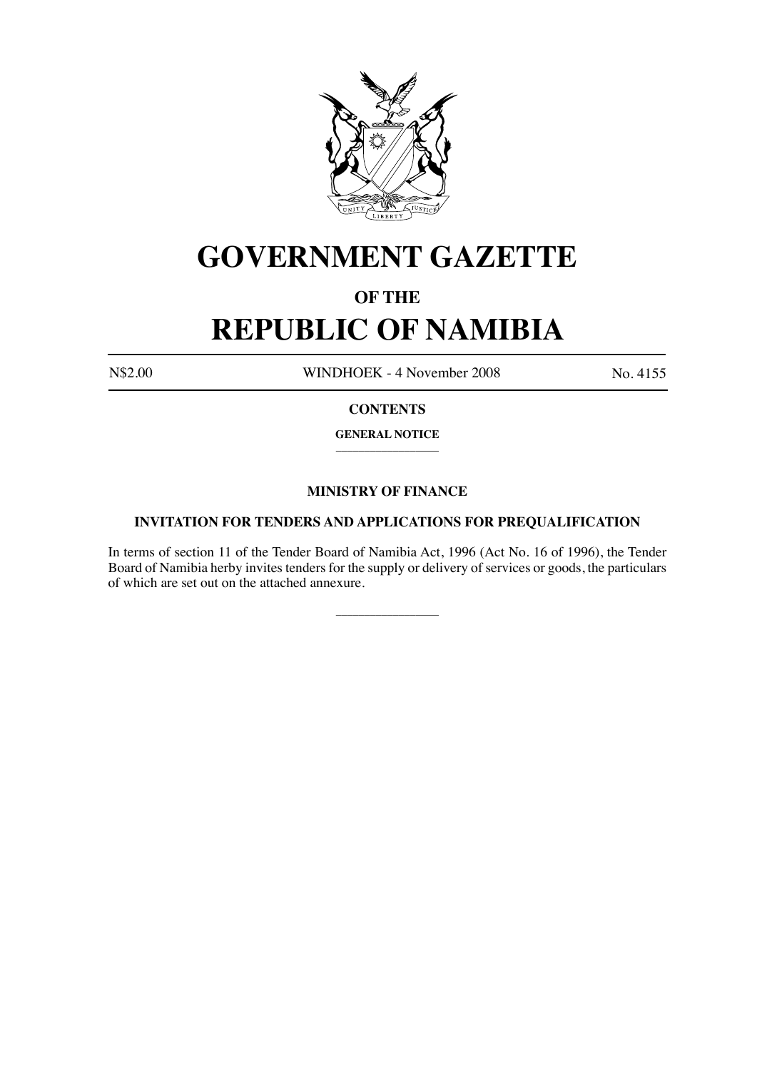# GOVERNMENT GAZETTE

## OF THE

# REPUBLIC OF NAMIBIA

N$2.00 WINDHOEK - 4 November 2008 No. 4155

**CONTENTS**

**GENERAL NOTICE**

---

### MINISTRY OF FINANCE

### INVITATION FOR TENDERS AND APPLICATIONS FOR PREQUALIFICATION

In terms of section 11 of the Tender Board of Namibia Act, 1996 (Act No. 16 of 1996), the Tender Board of Namibia herby invites tenders for the supply or delivery of services or goods, the particulars of which are set out on the attached annexure.

---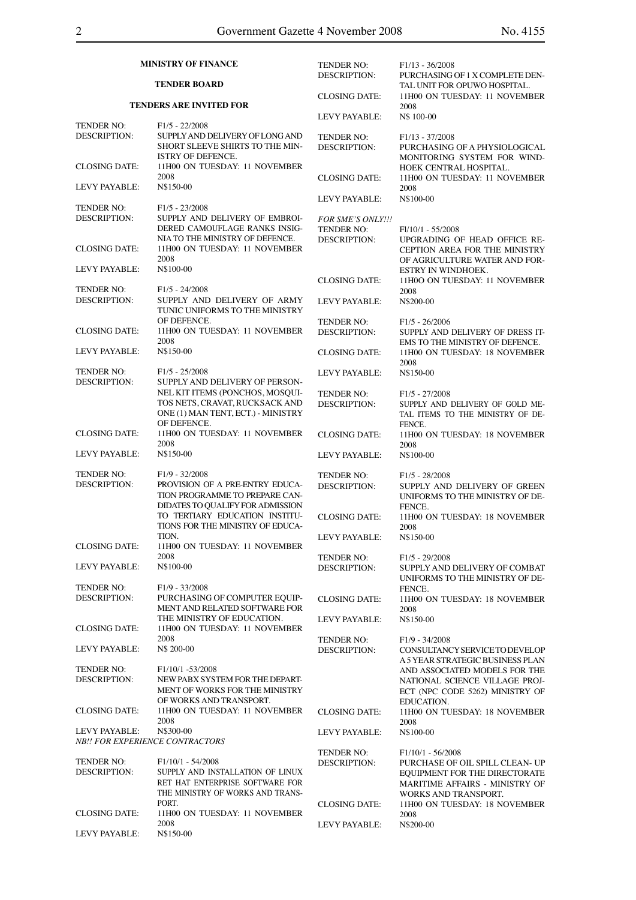**MINISTRY OF FINANCE**

**TENDER BOARD**

**TENDERS ARE INVITED FOR**

TENDER NO: F1/5 - 22/2008
DESCRIPTION: SUPPLY AND DELIVERY OF LONG AND SHORT SLEEVE SHIRTS TO THE MINISTRY OF DEFENCE.
CLOSING DATE: 11H00 ON TUESDAY: 11 NOVEMBER 2008
LEVY PAYABLE: N$150-00

TENDER NO: F1/5 - 23/2008
DESCRIPTION: SUPPLY AND DELIVERY OF EMBROIDERED CAMOUFLAGE RANKS INSIGNIA TO THE MINISTRY OF DEFENCE.
CLOSING DATE: 11H00 ON TUESDAY: 11 NOVEMBER 2008
LEVY PAYABLE: N$100-00

TENDER NO: F1/5 - 24/2008
DESCRIPTION: SUPPLY AND DELIVERY OF ARMY TUNIC UNIFORMS TO THE MINISTRY OF DEFENCE.
CLOSING DATE: 11H00 ON TUESDAY: 11 NOVEMBER 2008
LEVY PAYABLE: N$150-00

TENDER NO: F1/5 - 25/2008
DESCRIPTION: SUPPLY AND DELIVERY OF PERSONNEL KIT ITEMS (PONCHOS, MOSQUITOS NETS, CRAVAT, RUCKSACK AND ONE (1) MAN TENT, ECT.) - MINISTRY OF DEFENCE.
CLOSING DATE: 11H00 ON TUESDAY: 11 NOVEMBER 2008
LEVY PAYABLE: N$150-00

TENDER NO: F1/9 - 32/2008
DESCRIPTION: PROVISION OF A PRE-ENTRY EDUCATION PROGRAMME TO PREPARE CANDIDATES TO QUALIFY FOR ADMISSION TO TERTIARY EDUCATION INSTITUTIONS FOR THE MINISTRY OF EDUCATION.
CLOSING DATE: 11H00 ON TUESDAY: 11 NOVEMBER 2008
LEVY PAYABLE: N$100-00

TENDER NO: F1/9 - 33/2008
DESCRIPTION: PURCHASING OF COMPUTER EQUIPMENT AND RELATED SOFTWARE FOR THE MINISTRY OF EDUCATION.
CLOSING DATE: 11H00 ON TUESDAY: 11 NOVEMBER 2008
LEVY PAYABLE: N$ 200-00

TENDER NO: F1/10/1 -53/2008
DESCRIPTION: NEW PABX SYSTEM FOR THE DEPARTMENT OF WORKS FOR THE MINISTRY OF WORKS AND TRANSPORT.
CLOSING DATE: 11H00 ON TUESDAY: 11 NOVEMBER 2008
LEVY PAYABLE: N$300-00
*NB!! FOR EXPERIENCE CONTRACTORS*

TENDER NO: F1/10/1 - 54/2008
DESCRIPTION: SUPPLY AND INSTALLATION OF LINUX RET HAT ENTERPRISE SOFTWARE FOR THE MINISTRY OF WORKS AND TRANSPORT.
CLOSING DATE: 11H00 ON TUESDAY: 11 NOVEMBER 2008
LEVY PAYABLE: N$150-00

TENDER NO: F1/13 - 36/2008
DESCRIPTION: PURCHASING OF 1 X COMPLETE DENTAL UNIT FOR OPUWO HOSPITAL.
CLOSING DATE: 11H00 ON TUESDAY: 11 NOVEMBER 2008
LEVY PAYABLE: N$ 100-00

TENDER NO: F1/13 - 37/2008
DESCRIPTION: PURCHASING OF A PHYSIOLOGICAL MONITORING SYSTEM FOR WINDHOEK CENTRAL HOSPITAL.
CLOSING DATE: 11H00 ON TUESDAY: 11 NOVEMBER 2008
LEVY PAYABLE: N$100-00

*FOR SME'S ONLY!!!*
TENDER NO: Fl/10/1 - 55/2008
DESCRIPTION: UPGRADING OF HEAD OFFICE RECEPTION AREA FOR THE MINISTRY OF AGRICULTURE WATER AND FORESTRY IN WINDHOEK.
CLOSING DATE: 11HOO ON TUESDAY: 11 NOVEMBER 2008
LEVY PAYABLE: N$200-00

TENDER NO: F1/5 - 26/2006
DESCRIPTION: SUPPLY AND DELIVERY OF DRESS ITEMS TO THE MINISTRY OF DEFENCE.
CLOSING DATE: 11H00 ON TUESDAY: 18 NOVEMBER 2008
LEVY PAYABLE: N$150-00

TENDER NO: F1/5 - 27/2008
DESCRIPTION: SUPPLY AND DELIVERY OF GOLD METAL ITEMS TO THE MINISTRY OF DEFENCE.
CLOSING DATE: 11H00 ON TUESDAY: 18 NOVEMBER 2008
LEVY PAYABLE: N$100-00

TENDER NO: F1/5 - 28/2008
DESCRIPTION: SUPPLY AND DELIVERY OF GREEN UNIFORMS TO THE MINISTRY OF DEFENCE.
CLOSING DATE: 11H00 ON TUESDAY: 18 NOVEMBER 2008
LEVY PAYABLE: N$150-00

TENDER NO: F1/5 - 29/2008
DESCRIPTION: SUPPLY AND DELIVERY OF COMBAT UNIFORMS TO THE MINISTRY OF DEFENCE.
CLOSING DATE: 11H00 ON TUESDAY: 18 NOVEMBER 2008
LEVY PAYABLE: N$150-00

TENDER NO: F1/9 - 34/2008
DESCRIPTION: CONSULTANCY SERVICE TO DEVELOP A 5 YEAR STRATEGIC BUSINESS PLAN AND ASSOCIATED MODELS FOR THE NATIONAL SCIENCE VILLAGE PROJECT (NPC CODE 5262) MINISTRY OF EDUCATION.
CLOSING DATE: 11H00 ON TUESDAY: 18 NOVEMBER 2008
LEVY PAYABLE: N$100-00

TENDER NO: F1/10/1 - 56/2008
DESCRIPTION: PURCHASE OF OIL SPILL CLEAN- UP EQUIPMENT FOR THE DIRECTORATE MARITIME AFFAIRS - MINISTRY OF WORKS AND TRANSPORT.
CLOSING DATE: 11H00 ON TUESDAY: 18 NOVEMBER 2008
LEVY PAYABLE: N$200-00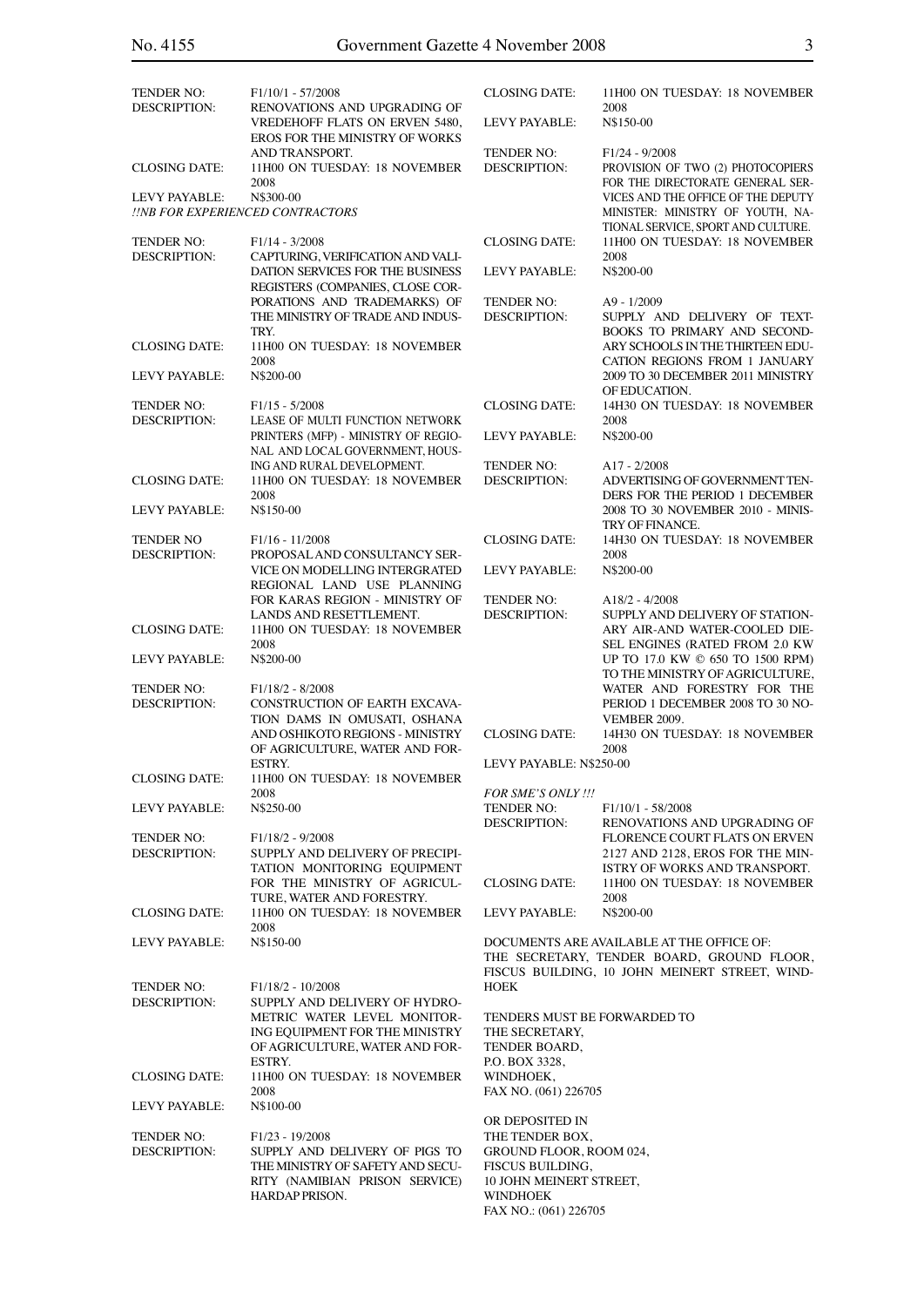TENDER NO: F1/10/1 - 57/2008
DESCRIPTION: RENOVATIONS AND UPGRADING OF VREDEHOFF FLATS ON ERVEN 5480, EROS FOR THE MINISTRY OF WORKS AND TRANSPORT.
CLOSING DATE: 11H00 ON TUESDAY: 18 NOVEMBER 2008
LEVY PAYABLE: N$300-00
*!!NB FOR EXPERIENCED CONTRACTORS*

TENDER NO: F1/14 - 3/2008
DESCRIPTION: CAPTURING, VERIFICATION AND VALIDATION SERVICES FOR THE BUSINESS REGISTERS (COMPANIES, CLOSE CORPORATIONS AND TRADEMARKS) OF THE MINISTRY OF TRADE AND INDUSTRY.
CLOSING DATE: 11H00 ON TUESDAY: 18 NOVEMBER 2008
LEVY PAYABLE: N$200-00

TENDER NO: F1/15 - 5/2008
DESCRIPTION: LEASE OF MULTI FUNCTION NETWORK PRINTERS (MFP) - MINISTRY OF REGIONAL AND LOCAL GOVERNMENT, HOUSING AND RURAL DEVELOPMENT.
CLOSING DATE: 11H00 ON TUESDAY: 18 NOVEMBER 2008
LEVY PAYABLE: N$150-00

TENDER NO F1/16 - 11/2008
DESCRIPTION: PROPOSAL AND CONSULTANCY SERVICE ON MODELLING INTERGRATED REGIONAL LAND USE PLANNING FOR KARAS REGION - MINISTRY OF LANDS AND RESETTLEMENT.
CLOSING DATE: 11H00 ON TUESDAY: 18 NOVEMBER 2008
LEVY PAYABLE: N$200-00

TENDER NO: F1/18/2 - 8/2008
DESCRIPTION: CONSTRUCTION OF EARTH EXCAVATION DAMS IN OMUSATI, OSHANA AND OSHIKOTO REGIONS - MINISTRY OF AGRICULTURE, WATER AND FORESTRY.
CLOSING DATE: 11H00 ON TUESDAY: 18 NOVEMBER 2008
LEVY PAYABLE: N$250-00

TENDER NO: F1/18/2 - 9/2008
DESCRIPTION: SUPPLY AND DELIVERY OF PRECIPITATION MONITORING EQUIPMENT FOR THE MINISTRY OF AGRICULTURE, WATER AND FORESTRY.
CLOSING DATE: 11H00 ON TUESDAY: 18 NOVEMBER 2008
LEVY PAYABLE: N$150-00

TENDER NO: F1/18/2 - 10/2008
DESCRIPTION: SUPPLY AND DELIVERY OF HYDROMETRIC WATER LEVEL MONITORING EQUIPMENT FOR THE MINISTRY OF AGRICULTURE, WATER AND FORESTRY.
CLOSING DATE: 11H00 ON TUESDAY: 18 NOVEMBER 2008
LEVY PAYABLE: N$100-00

TENDER NO: F1/23 - 19/2008
DESCRIPTION: SUPPLY AND DELIVERY OF PIGS TO THE MINISTRY OF SAFETY AND SECURITY (NAMIBIAN PRISON SERVICE) HARDAP PRISON.
CLOSING DATE: 11H00 ON TUESDAY: 18 NOVEMBER 2008
LEVY PAYABLE: N$150-00

TENDER NO: F1/24 - 9/2008
DESCRIPTION: PROVISION OF TWO (2) PHOTOCOPIERS FOR THE DIRECTORATE GENERAL SERVICES AND THE OFFICE OF THE DEPUTY MINISTER: MINISTRY OF YOUTH, NATIONAL SERVICE, SPORT AND CULTURE.
CLOSING DATE: 11H00 ON TUESDAY: 18 NOVEMBER 2008
LEVY PAYABLE: N$200-00

TENDER NO: A9 - 1/2009
DESCRIPTION: SUPPLY AND DELIVERY OF TEXTBOOKS TO PRIMARY AND SECONDARY SCHOOLS IN THE THIRTEEN EDUCATION REGIONS FROM 1 JANUARY 2009 TO 30 DECEMBER 2011 MINISTRY OF EDUCATION.
CLOSING DATE: 14H30 ON TUESDAY: 18 NOVEMBER 2008
LEVY PAYABLE: N$200-00

TENDER NO: A17 - 2/2008
DESCRIPTION: ADVERTISING OF GOVERNMENT TENDERS FOR THE PERIOD 1 DECEMBER 2008 TO 30 NOVEMBER 2010 - MINISTRY OF FINANCE.
CLOSING DATE: 14H30 ON TUESDAY: 18 NOVEMBER 2008
LEVY PAYABLE: N$200-00

TENDER NO: A18/2 - 4/2008
DESCRIPTION: SUPPLY AND DELIVERY OF STATIONARY AIR-AND WATER-COOLED DIESEL ENGINES (RATED FROM 2.0 KW UP TO 17.0 KW © 650 TO 1500 RPM) TO THE MINISTRY OF AGRICULTURE, WATER AND FORESTRY FOR THE PERIOD 1 DECEMBER 2008 TO 30 NOVEMBER 2009.
CLOSING DATE: 14H30 ON TUESDAY: 18 NOVEMBER 2008
LEVY PAYABLE: N$250-00

*FOR SME'S ONLY !!!*
TENDER NO: F1/10/1 - 58/2008
DESCRIPTION: RENOVATIONS AND UPGRADING OF FLORENCE COURT FLATS ON ERVEN 2127 AND 2128, EROS FOR THE MINISTRY OF WORKS AND TRANSPORT.
CLOSING DATE: 11H00 ON TUESDAY: 18 NOVEMBER 2008
LEVY PAYABLE: N$200-00

DOCUMENTS ARE AVAILABLE AT THE OFFICE OF:
THE SECRETARY, TENDER BOARD, GROUND FLOOR, FISCUS BUILDING, 10 JOHN MEINERT STREET, WINDHOEK

TENDERS MUST BE FORWARDED TO
THE SECRETARY,
TENDER BOARD,
P.O. BOX 3328,
WINDHOEK,
FAX NO. (061) 226705

OR DEPOSITED IN
THE TENDER BOX,
GROUND FLOOR, ROOM 024,
FISCUS BUILDING,
10 JOHN MEINERT STREET,
WINDHOEK
FAX NO.: (061) 226705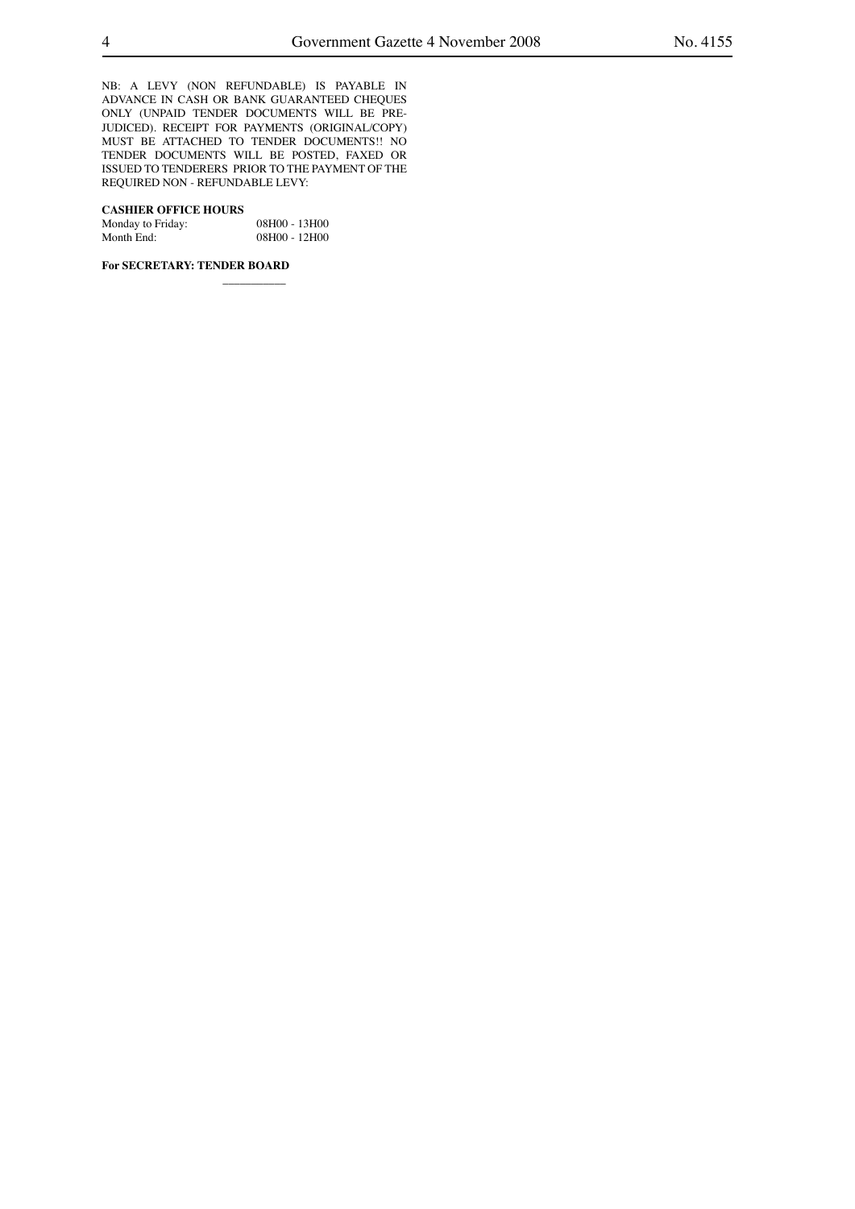NB: A LEVY (NON REFUNDABLE) IS PAYABLE IN ADVANCE IN CASH OR BANK GUARANTEED CHEQUES ONLY (UNPAID TENDER DOCUMENTS WILL BE PRE-JUDICED). RECEIPT FOR PAYMENTS (ORIGINAL/COPY) MUST BE ATTACHED TO TENDER DOCUMENTS!! NO TENDER DOCUMENTS WILL BE POSTED, FAXED OR ISSUED TO TENDERERS PRIOR TO THE PAYMENT OF THE REQUIRED NON - REFUNDABLE LEVY:

**CASHIER OFFICE HOURS**

| | |
|---|---|
| Monday to Friday: | 08H00 - 13H00 |
| Month End: | 08H00 - 12H00 |

**For SECRETARY: TENDER BOARD**

---